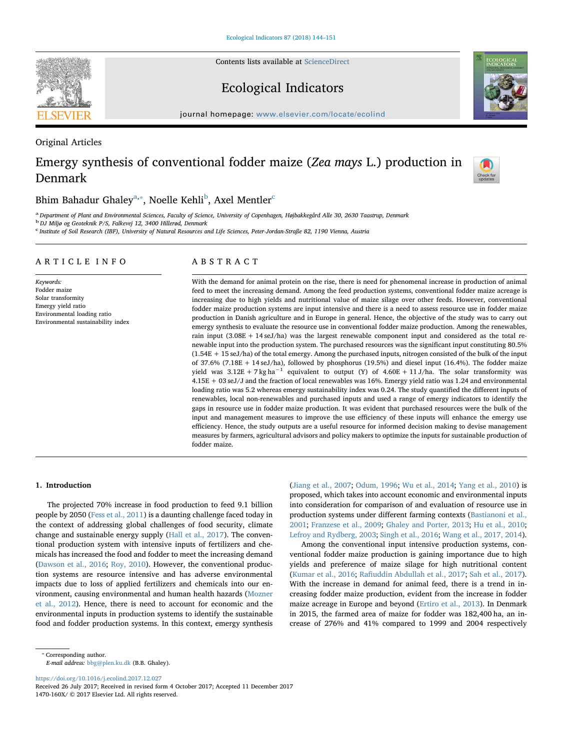Original Articles

# Emergy synthesis of conventional fodder maize (*Zea mays* L.) production in Denmark

Bhim Bahadur Ghaley[a,*], Noelle Kehli[b], Axel Mentler[c]

[a] Department of Plant and Environmental Sciences, Faculty of Science, University of Copenhagen, Højbakkegård Alle 30, 2630 Taastrup, Denmark
[b] DJ Miljø og Geoteknik P/S, Falkevej 12, 3400 Hillerød, Denmark
[c] Institute of Soil Research (IBF), University of Natural Resources and Life Sciences, Peter-Jordan-Straße 82, 1190 Vienna, Austria

## ARTICLE INFO

*Keywords:*
Fodder maize
Solar transformity
Emergy yield ratio
Environmental loading ratio
Environmental sustainability index

## ABSTRACT

With the demand for animal protein on the rise, there is need for phenomenal increase in production of animal feed to meet the increasing demand. Among the feed production systems, conventional fodder maize acreage is increasing due to high yields and nutritional value of maize silage over other feeds. However, conventional fodder maize production systems are input intensive and there is a need to assess resource use in fodder maize production in Danish agriculture and in Europe in general. Hence, the objective of the study was to carry out emergy synthesis to evaluate the resource use in conventional fodder maize production. Among the renewables, rain input (3.08E + 14 seJ/ha) was the largest renewable component input and considered as the total renewable input into the production system. The purchased resources was the significant input constituting 80.5% (1.54E + 15 seJ/ha) of the total emergy. Among the purchased inputs, nitrogen consisted of the bulk of the input of 37.6% (7.18E + 14 seJ/ha), followed by phosphorus (19.5%) and diesel input (16.4%). The fodder maize yield was 3.12E + 7 kg $ha^{-1}$ equivalent to output (Y) of 4.60E + 11 J/ha. The solar transformity was 4.15E + 03 seJ/J and the fraction of local renewables was 16%. Emergy yield ratio was 1.24 and environmental loading ratio was 5.2 whereas emergy sustainability index was 0.24. The study quantified the different inputs of renewables, local non-renewables and purchased inputs and used a range of emergy indicators to identify the gaps in resource use in fodder maize production. It was evident that purchased resources were the bulk of the input and management measures to improve the use efficiency of these inputs will enhance the emergy use efficiency. Hence, the study outputs are a useful resource for informed decision making to devise management measures by farmers, agricultural advisors and policy makers to optimize the inputs for sustainable production of fodder maize.

## 1. Introduction

The projected 70% increase in food production to feed 9.1 billion people by 2050 (Fess et al., 2011) is a daunting challenge faced today in the context of addressing global challenges of food security, climate change and sustainable energy supply (Hall et al., 2017). The conventional production system with intensive inputs of fertilizers and chemicals has increased the food and fodder to meet the increasing demand (Dawson et al., 2016; Roy, 2010). However, the conventional production systems are resource intensive and has adverse environmental impacts due to loss of applied fertilizers and chemicals into our environment, causing environmental and human health hazards (Mozner et al., 2012). Hence, there is need to account for economic and the environmental inputs in production systems to identify the sustainable food and fodder production systems. In this context, emergy synthesis (Jiang et al., 2007; Odum, 1996; Wu et al., 2014; Yang et al., 2010) is proposed, which takes into account economic and environmental inputs into consideration for comparison of and evaluation of resource use in production systems under different farming contexts (Bastianoni et al., 2001; Franzese et al., 2009; Ghaley and Porter, 2013; Hu et al., 2010; Lefroy and Rydberg, 2003; Singh et al., 2016; Wang et al., 2017, 2014).

Among the conventional input intensive production systems, conventional fodder maize production is gaining importance due to high yields and preference of maize silage for high nutritional content (Kumar et al., 2016; Rafiuddin Abdullah et al., 2017; Sah et al., 2017). With the increase in demand for animal feed, there is a trend in increasing fodder maize production, evident from the increase in fodder maize acreage in Europe and beyond (Ertiro et al., 2013). In Denmark in 2015, the farmed area of maize for fodder was 182,400 ha, an increase of 276% and 41% compared to 1999 and 2004 respectively

* Corresponding author.
*E-mail address:* bbg@plen.ku.dk (B.B. Ghaley).

https://doi.org/10.1016/j.ecolind.2017.12.027
Received 26 July 2017; Received in revised form 4 October 2017; Accepted 11 December 2017
1470-160X/ © 2017 Elsevier Ltd. All rights reserved.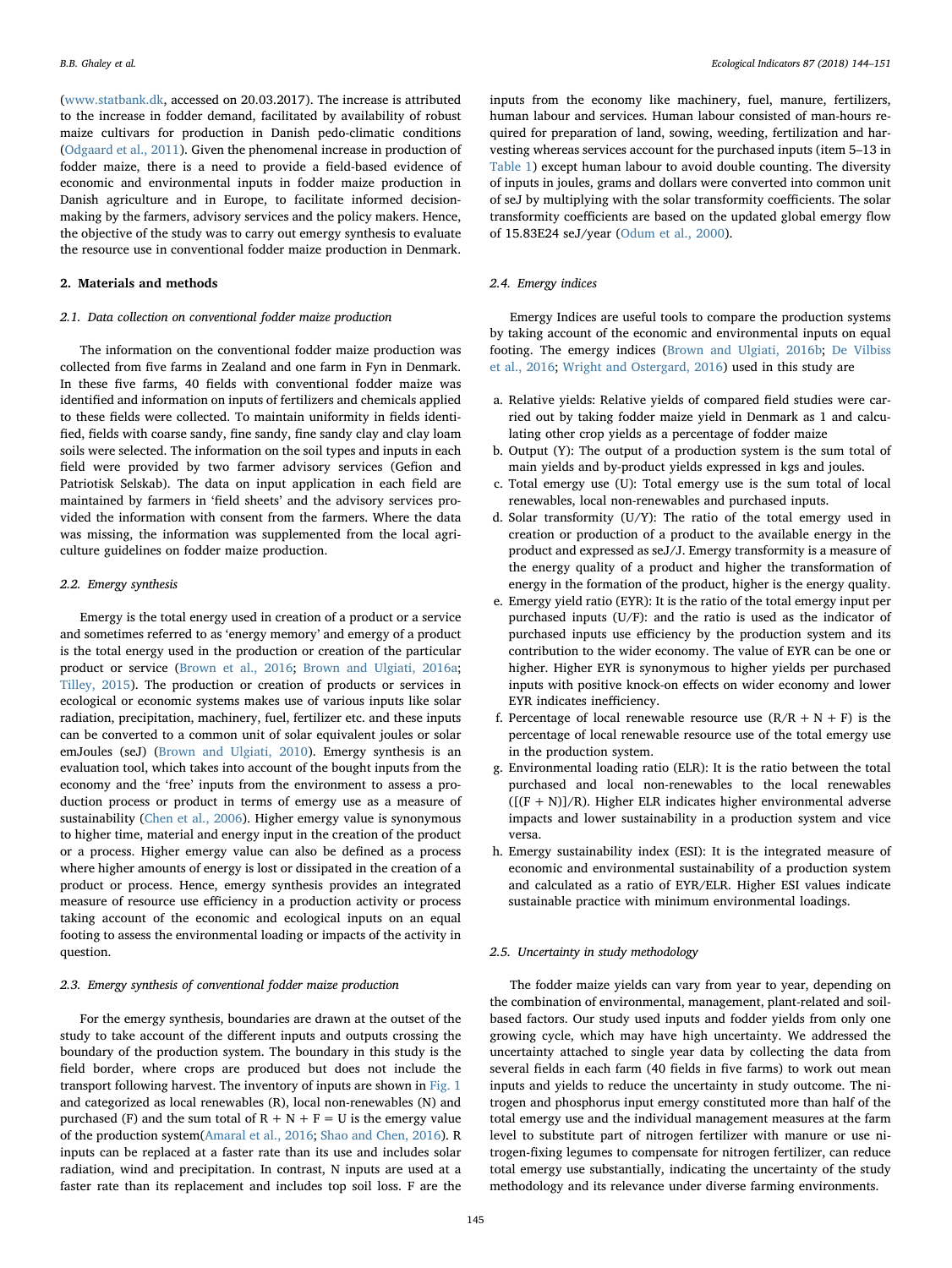(www.statbank.dk, accessed on 20.03.2017). The increase is attributed to the increase in fodder demand, facilitated by availability of robust maize cultivars for production in Danish pedo-climatic conditions (Odgaard et al., 2011). Given the phenomenal increase in production of fodder maize, there is a need to provide a field-based evidence of economic and environmental inputs in fodder maize production in Danish agriculture and in Europe, to facilitate informed decision-making by the farmers, advisory services and the policy makers. Hence, the objective of the study was to carry out emergy synthesis to evaluate the resource use in conventional fodder maize production in Denmark.

## 2. Materials and methods

### 2.1. Data collection on conventional fodder maize production

The information on the conventional fodder maize production was collected from five farms in Zealand and one farm in Fyn in Denmark. In these five farms, 40 fields with conventional fodder maize was identified and information on inputs of fertilizers and chemicals applied to these fields were collected. To maintain uniformity in fields identified, fields with coarse sandy, fine sandy, fine sandy clay and clay loam soils were selected. The information on the soil types and inputs in each field were provided by two farmer advisory services (Gefion and Patriotisk Selskab). The data on input application in each field are maintained by farmers in 'field sheets' and the advisory services provided the information with consent from the farmers. Where the data was missing, the information was supplemented from the local agriculture guidelines on fodder maize production.

### 2.2. Emergy synthesis

Emergy is the total energy used in creation of a product or a service and sometimes referred to as 'energy memory' and emergy of a product is the total energy used in the production or creation of the particular product or service (Brown et al., 2016; Brown and Ulgiati, 2016a; Tilley, 2015). The production or creation of products or services in ecological or economic systems makes use of various inputs like solar radiation, precipitation, machinery, fuel, fertilizer etc. and these inputs can be converted to a common unit of solar equivalent joules or solar emJoules (seJ) (Brown and Ulgiati, 2010). Emergy synthesis is an evaluation tool, which takes into account of the bought inputs from the economy and the 'free' inputs from the environment to assess a production process or product in terms of emergy use as a measure of sustainability (Chen et al., 2006). Higher emergy value is synonymous to higher time, material and energy input in the creation of the product or a process. Higher emergy value can also be defined as a process where higher amounts of energy is lost or dissipated in the creation of a product or process. Hence, emergy synthesis provides an integrated measure of resource use efficiency in a production activity or process taking account of the economic and ecological inputs on an equal footing to assess the environmental loading or impacts of the activity in question.

### 2.3. Emergy synthesis of conventional fodder maize production

For the emergy synthesis, boundaries are drawn at the outset of the study to take account of the different inputs and outputs crossing the boundary of the production system. The boundary in this study is the field border, where crops are produced but does not include the transport following harvest. The inventory of inputs are shown in Fig. 1 and categorized as local renewables (R), local non-renewables (N) and purchased (F) and the sum total of R + N + F = U is the emergy value of the production system(Amaral et al., 2016; Shao and Chen, 2016). R inputs can be replaced at a faster rate than its use and includes solar radiation, wind and precipitation. In contrast, N inputs are used at a faster rate than its replacement and includes top soil loss. F are the inputs from the economy like machinery, fuel, manure, fertilizers, human labour and services. Human labour consisted of man-hours required for preparation of land, sowing, weeding, fertilization and harvesting whereas services account for the purchased inputs (item 5–13 in Table 1) except human labour to avoid double counting. The diversity of inputs in joules, grams and dollars were converted into common unit of seJ by multiplying with the solar transformity coefficients. The solar transformity coefficients are based on the updated global emergy flow of 15.83E24 seJ/year (Odum et al., 2000).

### 2.4. Emergy indices

Emergy Indices are useful tools to compare the production systems by taking account of the economic and environmental inputs on equal footing. The emergy indices (Brown and Ulgiati, 2016b; De Vilbiss et al., 2016; Wright and Ostergard, 2016) used in this study are

a. Relative yields: Relative yields of compared field studies were carried out by taking fodder maize yield in Denmark as 1 and calculating other crop yields as a percentage of fodder maize
b. Output (Y): The output of a production system is the sum total of main yields and by-product yields expressed in kgs and joules.
c. Total emergy use (U): Total emergy use is the sum total of local renewables, local non-renewables and purchased inputs.
d. Solar transformity (U/Y): The ratio of the total emergy used in creation or production of a product to the available energy in the product and expressed as seJ/J. Emergy transformity is a measure of the energy quality of a product and higher the transformation of energy in the formation of the product, higher is the energy quality.
e. Emergy yield ratio (EYR): It is the ratio of the total emergy input per purchased inputs (U/F): and the ratio is used as the indicator of purchased inputs use efficiency by the production system and its contribution to the wider economy. The value of EYR can be one or higher. Higher EYR is synonymous to higher yields per purchased inputs with positive knock-on effects on wider economy and lower EYR indicates inefficiency.
f. Percentage of local renewable resource use (R/R + N + F) is the percentage of local renewable resource use of the total emergy use in the production system.
g. Environmental loading ratio (ELR): It is the ratio between the total purchased and local non-renewables to the local renewables ([(F + N)]/R). Higher ELR indicates higher environmental adverse impacts and lower sustainability in a production system and vice versa.
h. Emergy sustainability index (ESI): It is the integrated measure of economic and environmental sustainability of a production system and calculated as a ratio of EYR/ELR. Higher ESI values indicate sustainable practice with minimum environmental loadings.

### 2.5. Uncertainty in study methodology

The fodder maize yields can vary from year to year, depending on the combination of environmental, management, plant-related and soil-based factors. Our study used inputs and fodder yields from only one growing cycle, which may have high uncertainty. We addressed the uncertainty attached to single year data by collecting the data from several fields in each farm (40 fields in five farms) to work out mean inputs and yields to reduce the uncertainty in study outcome. The nitrogen and phosphorus input emergy constituted more than half of the total emergy use and the individual management measures at the farm level to substitute part of nitrogen fertilizer with manure or use nitrogen-fixing legumes to compensate for nitrogen fertilizer, can reduce total emergy use substantially, indicating the uncertainty of the study methodology and its relevance under diverse farming environments.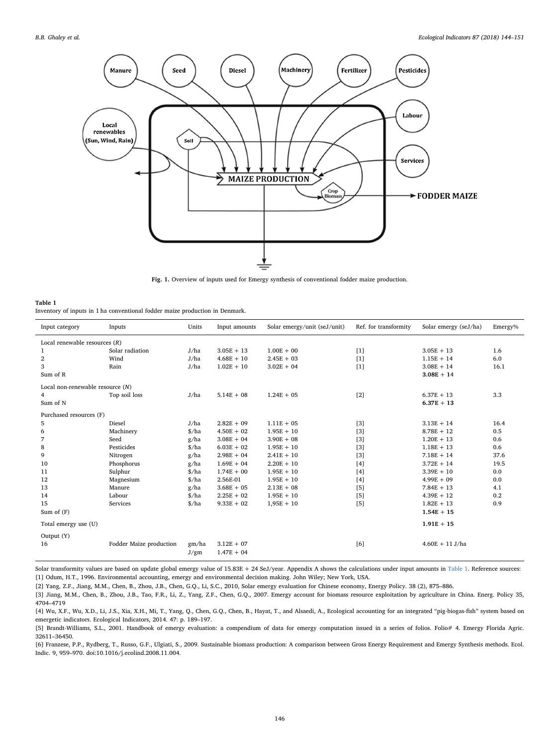Fig. 1. Overview of inputs used for Emergy synthesis of conventional fodder maize production.

**Table 1**
Inventory of inputs in 1 ha conventional fodder maize production in Denmark.

| Input category | Inputs | Units | Input amounts | Solar emergy/unit (seJ/unit) | Ref. for transformity | Solar emergy (seJ/ha) | Emergy% |
|---|---|---|---|---|---|---|---|
| Local renewable resources (*R*) | | | | | | | |
| 1 | Solar radiation | J/ha | 3.05E + 13 | 1.00E + 00 | [1] | 3.05E + 13 | 1.6 |
| 2 | Wind | J/ha | 4.68E + 10 | 2.45E + 03 | [1] | 1.15E + 14 | 6.0 |
| 3 | Rain | J/ha | 1.02E + 10 | 3.02E + 04 | [1] | 3.08E + 14 | 16.1 |
| Sum of R | | | | | | **3.08E + 14** | |
| Local non-renewable resource (*N*) | | | | | | | |
| 4 | Top soil loss | J/ha | 5.14E + 08 | 1.24E + 05 | [2] | 6.37E + 13 | 3.3 |
| Sum of N | | | | | | **6.37E + 13** | |
| Purchased resources (F) | | | | | | | |
| 5 | Diesel | J/ha | 2.82E + 09 | 1.11E + 05 | [3] | 3.13E + 14 | 16.4 |
| 6 | Machinery | $/ha | 4.50E + 02 | 1.95E + 10 | [3] | 8.78E + 12 | 0.5 |
| 7 | Seed | g/ha | 3.08E + 04 | 3.90E + 08 | [3] | 1.20E + 13 | 0.6 |
| 8 | Pesticides | $/ha | 6.03E + 02 | 1.95E + 10 | [3] | 1.18E + 13 | 0.6 |
| 9 | Nitrogen | g/ha | 2.98E + 04 | 2.41E + 10 | [3] | 7.18E + 14 | 37.6 |
| 10 | Phosphorus | g/ha | 1.69E + 04 | 2.20E + 10 | [4] | 3.72E + 14 | 19.5 |
| 11 | Sulphur | $/ha | 1.74E + 00 | 1.95E + 10 | [4] | 3.39E + 10 | 0.0 |
| 12 | Magnesium | $/ha | 2.56E-01 | 1.95E + 10 | [4] | 4.99E + 09 | 0.0 |
| 13 | Manure | g/ha | 3.68E + 05 | 2.13E + 08 | [5] | 7.84E + 13 | 4.1 |
| 14 | Labour | $/ha | 2.25E + 02 | 1.95E + 10 | [5] | 4.39E + 12 | 0.2 |
| 15 | Services | $/ha | 9.33E + 02 | 1,95E + 10 | [5] | 1.82E + 13 | 0.9 |
| Sum of (F) | | | | | | **1.54E + 15** | |
| Total emergy use (U) | | | | | | **1.91E + 15** | |
| Output (Y) | | | | | | | |
| 16 | Fodder Maize production | gm/ha | 3.12E + 07 | | [6] | 4.60E + 11 J/ha | |
| | | J/gm | 1.47E + 04 | | | | |

Solar transformity values are based on update global emergy value of 15.83E + 24 SeJ/year. Appendix A shows the calculations under input amounts in Table 1. Reference sources:
[1] Odum, H.T., 1996. Environmental accounting, emergy and environmental decision making. John Wiley; New York, USA.
[2] Yang, Z.F., Jiang, M.M., Chen, B., Zhou, J.B., Chen, G.Q., Li, S.C., 2010, Solar emergy evaluation for Chinese economy, Energy Policy. 38 (2), 875–886.
[3] Jiang, M.M., Chen, B., Zhou, J.B., Tao, F.R., Li, Z., Yang, Z.F., Chen, G.Q., 2007. Emergy account for biomass resource exploitation by agriculture in China. Energ. Policy 35, 4704–4719
[4] Wu, X.F., Wu, X.D., Li, J.S., Xia, X.H., Mi, T., Yang, Q., Chen, G.Q., Chen, B., Hayat, T., and Alsaedi, A., Ecological accounting for an integrated "pig-biogas-fish" system based on emergetic indicators. Ecological Indicators, 2014. 47: p. 189–197.
[5] Brandt-Williams, S.L., 2001. Handbook of emergy evaluation: a compendium of data for emergy computation issued in a series of folios. Folio# 4. Emergy Florida Agric. 32611–36450.
[6] Franzese, P.P., Rydberg, T., Russo, G.F., Ulgiati, S., 2009. Sustainable biomass production: A comparison between Gross Energy Requirement and Emergy Synthesis methods. Ecol. Indic. 9, 959–970. doi:10.1016/j.ecolind.2008.11.004.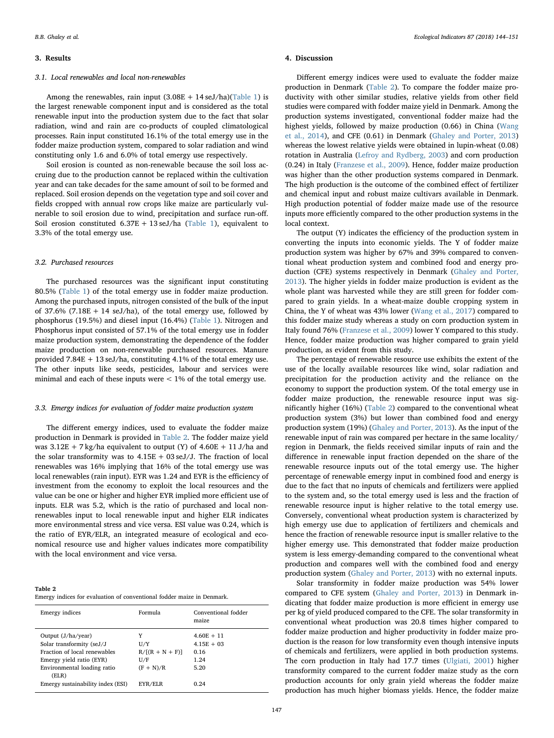## 3. Results

### 3.1. Local renewables and local non-renewables

Among the renewables, rain input (3.08E + 14 seJ/ha)(Table 1) is the largest renewable component input and is considered as the total renewable input into the production system due to the fact that solar radiation, wind and rain are co-products of coupled climatological processes. Rain input constituted 16.1% of the total emergy use in the fodder maize production system, compared to solar radiation and wind constituting only 1.6 and 6.0% of total emergy use respectively.

Soil erosion is counted as non-renewable because the soil loss accruing due to the production cannot be replaced within the cultivation year and can take decades for the same amount of soil to be formed and replaced. Soil erosion depends on the vegetation type and soil cover and fields cropped with annual row crops like maize are particularly vulnerable to soil erosion due to wind, precipitation and surface run-off. Soil erosion constituted 6.37E + 13 seJ/ha (Table 1), equivalent to 3.3% of the total emergy use.

### 3.2. Purchased resources

The purchased resources was the significant input constituting 80.5% (Table 1) of the total emergy use in fodder maize production. Among the purchased inputs, nitrogen consisted of the bulk of the input of 37.6% (7.18E + 14 seJ/ha), of the total emergy use, followed by phosphorus (19.5%) and diesel input (16.4%) (Table 1). Nitrogen and Phosphorus input consisted of 57.1% of the total emergy use in fodder maize production system, demonstrating the dependence of the fodder maize production on non-renewable purchased resources. Manure provided 7.84E + 13 seJ/ha, constituting 4.1% of the total emergy use. The other inputs like seeds, pesticides, labour and services were minimal and each of these inputs were < 1% of the total emergy use.

### 3.3. Emergy indices for evaluation of fodder maize production system

The different emergy indices, used to evaluate the fodder maize production in Denmark is provided in Table 2. The fodder maize yield was 3.12E + 7 kg/ha equivalent to output (Y) of 4.60E + 11 J/ha and the solar transformity was to 4.15E + 03 seJ/J. The fraction of local renewables was 16% implying that 16% of the total emergy use was local renewables (rain input). EYR was 1.24 and EYR is the efficiency of investment from the economy to exploit the local resources and the value can be one or higher and higher EYR implied more efficient use of inputs. ELR was 5.2, which is the ratio of purchased and local non-renewables input to local renewable input and higher ELR indicates more environmental stress and vice versa. ESI value was 0.24, which is the ratio of EYR/ELR, an integrated measure of ecological and economical resource use and higher values indicates more compatibility with the local environment and vice versa.

**Table 2**
Emergy indices for evaluation of conventional fodder maize in Denmark.

| Emergy indices | Formula | Conventional fodder maize |
|---|---|---|
| Output (J/ha/year) | Y | 4.60E + 11 |
| Solar transformity (seJ/J | U/Y | 4.15E + 03 |
| Fraction of local renewables | R/[(R + N + F)] | 0.16 |
| Emergy yield ratio (EYR) | U/F | 1.24 |
| Environmental loading ratio (ELR) | (F + N)/R | 5.20 |
| Emergy sustainability index (ESI) | EYR/ELR | 0.24 |

## 4. Discussion

Different emergy indices were used to evaluate the fodder maize production in Denmark (Table 2). To compare the fodder maize productivity with other similar studies, relative yields from other field studies were compared with fodder maize yield in Denmark. Among the production systems investigated, conventional fodder maize had the highest yields, followed by maize production (0.66) in China (Wang et al., 2014), and CFE (0.61) in Denmark (Ghaley and Porter, 2013) whereas the lowest relative yields were obtained in lupin-wheat (0.08) rotation in Australia (Lefroy and Rydberg, 2003) and corn production (0.24) in Italy (Franzese et al., 2009). Hence, fodder maize production was higher than the other production systems compared in Denmark. The high production is the outcome of the combined effect of fertilizer and chemical input and robust maize cultivars available in Denmark. High production potential of fodder maize made use of the resource inputs more efficiently compared to the other production systems in the local context.

The output (Y) indicates the efficiency of the production system in converting the inputs into economic yields. The Y of fodder maize production system was higher by 67% and 39% compared to conventional wheat production system and combined food and energy production (CFE) systems respectively in Denmark (Ghaley and Porter, 2013). The higher yields in fodder maize production is evident as the whole plant was harvested while they are still green for fodder compared to grain yields. In a wheat-maize double cropping system in China, the Y of wheat was 43% lower (Wang et al., 2017) compared to this fodder maize study whereas a study on corn production system in Italy found 76% (Franzese et al., 2009) lower Y compared to this study. Hence, fodder maize production was higher compared to grain yield production, as evident from this study.

The percentage of renewable resource use exhibits the extent of the use of the locally available resources like wind, solar radiation and precipitation for the production activity and the reliance on the economy to support the production system. Of the total emergy use in fodder maize production, the renewable resource input was significantly higher (16%) (Table 2) compared to the conventional wheat production system (3%) but lower than combined food and energy production system (19%) (Ghaley and Porter, 2013). As the input of the renewable input of rain was compared per hectare in the same locality/region in Denmark, the fields received similar inputs of rain and the difference in renewable input fraction depended on the share of the renewable resource inputs out of the total emergy use. The higher percentage of renewable emergy input in combined food and energy is due to the fact that no inputs of chemicals and fertilizers were applied to the system and, so the total emergy used is less and the fraction of renewable resource input is higher relative to the total emergy use. Conversely, conventional wheat production system is characterized by high emergy use due to application of fertilizers and chemicals and hence the fraction of renewable resource input is smaller relative to the higher emergy use. This demonstrated that fodder maize production system is less emergy-demanding compared to the conventional wheat production and compares well with the combined food and energy production system (Ghaley and Porter, 2013) with no external inputs.

Solar transformity in fodder maize production was 54% lower compared to CFE system (Ghaley and Porter, 2013) in Denmark indicating that fodder maize production is more efficient in emergy use per kg of yield produced compared to the CFE. The solar transformity in conventional wheat production was 20.8 times higher compared to fodder maize production and higher productivity in fodder maize production is the reason for low transformity even though intensive inputs of chemicals and fertilizers, were applied in both production systems. The corn production in Italy had 17.7 times (Ulgiati, 2001) higher transformity compared to the current fodder maize study as the corn production accounts for only grain yield whereas the fodder maize production has much higher biomass yields. Hence, the fodder maize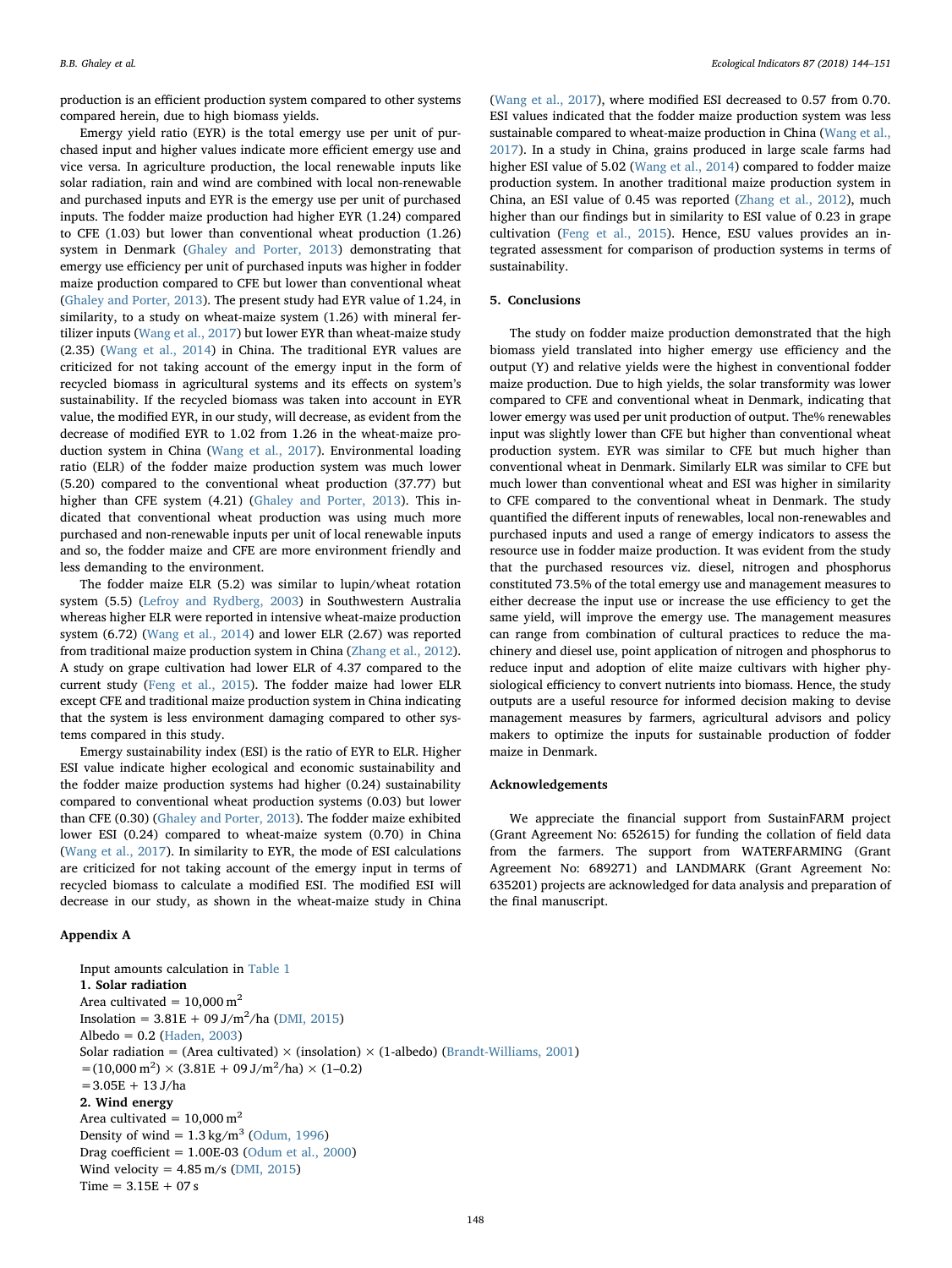production is an efficient production system compared to other systems compared herein, due to high biomass yields.

Emergy yield ratio (EYR) is the total emergy use per unit of purchased input and higher values indicate more efficient emergy use and vice versa. In agriculture production, the local renewable inputs like solar radiation, rain and wind are combined with local non-renewable and purchased inputs and EYR is the emergy use per unit of purchased inputs. The fodder maize production had higher EYR (1.24) compared to CFE (1.03) but lower than conventional wheat production (1.26) system in Denmark (Ghaley and Porter, 2013) demonstrating that emergy use efficiency per unit of purchased inputs was higher in fodder maize production compared to CFE but lower than conventional wheat (Ghaley and Porter, 2013). The present study had EYR value of 1.24, in similarity, to a study on wheat-maize system (1.26) with mineral fertilizer inputs (Wang et al., 2017) but lower EYR than wheat-maize study (2.35) (Wang et al., 2014) in China. The traditional EYR values are criticized for not taking account of the emergy input in the form of recycled biomass in agricultural systems and its effects on system's sustainability. If the recycled biomass was taken into account in EYR value, the modified EYR, in our study, will decrease, as evident from the decrease of modified EYR to 1.02 from 1.26 in the wheat-maize production system in China (Wang et al., 2017). Environmental loading ratio (ELR) of the fodder maize production system was much lower (5.20) compared to the conventional wheat production (37.77) but higher than CFE system (4.21) (Ghaley and Porter, 2013). This indicated that conventional wheat production was using much more purchased and non-renewable inputs per unit of local renewable inputs and so, the fodder maize and CFE are more environment friendly and less demanding to the environment.

The fodder maize ELR (5.2) was similar to lupin/wheat rotation system (5.5) (Lefroy and Rydberg, 2003) in Southwestern Australia whereas higher ELR were reported in intensive wheat-maize production system (6.72) (Wang et al., 2014) and lower ELR (2.67) was reported from traditional maize production system in China (Zhang et al., 2012). A study on grape cultivation had lower ELR of 4.37 compared to the current study (Feng et al., 2015). The fodder maize had lower ELR except CFE and traditional maize production system in China indicating that the system is less environment damaging compared to other systems compared in this study.

Emergy sustainability index (ESI) is the ratio of EYR to ELR. Higher ESI value indicate higher ecological and economic sustainability and the fodder maize production systems had higher (0.24) sustainability compared to conventional wheat production systems (0.03) but lower than CFE (0.30) (Ghaley and Porter, 2013). The fodder maize exhibited lower ESI (0.24) compared to wheat-maize system (0.70) in China (Wang et al., 2017). In similarity to EYR, the mode of ESI calculations are criticized for not taking account of the emergy input in terms of recycled biomass to calculate a modified ESI. The modified ESI will decrease in our study, as shown in the wheat-maize study in China (Wang et al., 2017), where modified ESI decreased to 0.57 from 0.70. ESI values indicated that the fodder maize production system was less sustainable compared to wheat-maize production in China (Wang et al., 2017). In a study in China, grains produced in large scale farms had higher ESI value of 5.02 (Wang et al., 2014) compared to fodder maize production system. In another traditional maize production system in China, an ESI value of 0.45 was reported (Zhang et al., 2012), much higher than our findings but in similarity to ESI value of 0.23 in grape cultivation (Feng et al., 2015). Hence, ESU values provides an integrated assessment for comparison of production systems in terms of sustainability.

## 5. Conclusions

The study on fodder maize production demonstrated that the high biomass yield translated into higher emergy use efficiency and the output (Y) and relative yields were the highest in conventional fodder maize production. Due to high yields, the solar transformity was lower compared to CFE and conventional wheat in Denmark, indicating that lower emergy was used per unit production of output. The% renewables input was slightly lower than CFE but higher than conventional wheat production system. EYR was similar to CFE but much higher than conventional wheat in Denmark. Similarly ELR was similar to CFE but much lower than conventional wheat and ESI was higher in similarity to CFE compared to the conventional wheat in Denmark. The study quantified the different inputs of renewables, local non-renewables and purchased inputs and used a range of emergy indicators to assess the resource use in fodder maize production. It was evident from the study that the purchased resources viz. diesel, nitrogen and phosphorus constituted 73.5% of the total emergy use and management measures to either decrease the input use or increase the use efficiency to get the same yield, will improve the emergy use. The management measures can range from combination of cultural practices to reduce the machinery and diesel use, point application of nitrogen and phosphorus to reduce input and adoption of elite maize cultivars with higher physiological efficiency to convert nutrients into biomass. Hence, the study outputs are a useful resource for informed decision making to devise management measures by farmers, agricultural advisors and policy makers to optimize the inputs for sustainable production of fodder maize in Denmark.

## Acknowledgements

We appreciate the financial support from SustainFARM project (Grant Agreement No: 652615) for funding the collation of field data from the farmers. The support from WATERFARMING (Grant Agreement No: 689271) and LANDMARK (Grant Agreement No: 635201) projects are acknowledged for data analysis and preparation of the final manuscript.

## Appendix A

Input amounts calculation in Table 1

**1. Solar radiation**

Area cultivated = 10,000 $m^2$

Insolation = 3.81E + 09 J/$m^2$/ha (DMI, 2015)

Albedo = 0.2 (Haden, 2003)

Solar radiation = (Area cultivated) × (insolation) × (1-albedo) (Brandt-Williams, 2001)

= (10,000 $m^2$) × (3.81E + 09 J/$m^2$/ha) × (1–0.2)

= 3.05E + 13 J/ha

**2. Wind energy**

Area cultivated = 10,000 $m^2$

Density of wind = 1.3 kg/$m^3$ (Odum, 1996)

Drag coefficient = 1.00E-03 (Odum et al., 2000)

Wind velocity = 4.85 m/s (DMI, 2015)

Time = 3.15E + 07 s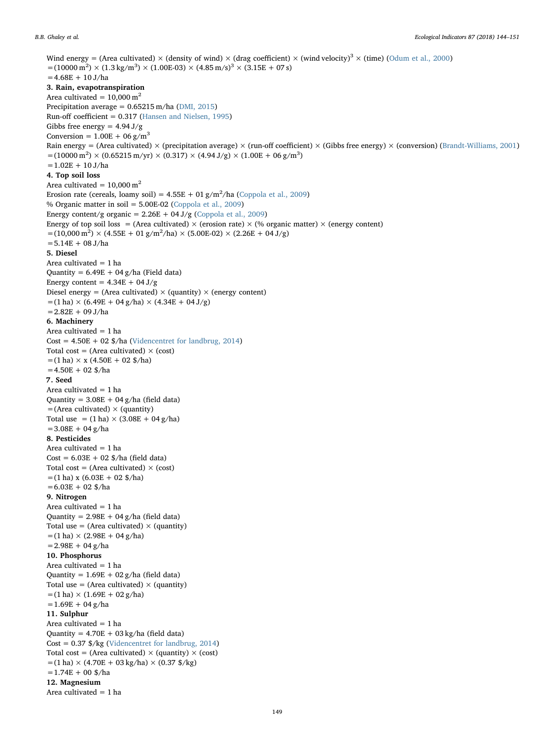Wind energy = (Area cultivated) × (density of wind) × (drag coefficient) × (wind velocity)$^3$ × (time) (Odum et al., 2000)
= (10000 m$^2$) × (1.3 kg/m$^3$) × (1.00E-03) × (4.85 m/s)$^3$ × (3.15E + 07 s)
= 4.68E + 10 J/ha

**3. Rain, evapotranspiration**

Area cultivated = 10,000 m$^2$
Precipitation average = 0.65215 m/ha (DMI, 2015)
Run-off coefficient = 0.317 (Hansen and Nielsen, 1995)
Gibbs free energy = 4.94 J/g
Conversion = 1.00E + 06 g/m$^3$
Rain energy = (Area cultivated) × (precipitation average) × (run-off coefficient) × (Gibbs free energy) × (conversion) (Brandt-Williams, 2001)
= (10000 m$^2$) × (0.65215 m/yr) × (0.317) × (4.94 J/g) × (1.00E + 06 g/m$^3$)
= 1.02E + 10 J/ha

**4. Top soil loss**

Area cultivated = 10,000 m$^2$
Erosion rate (cereals, loamy soil) = 4.55E + 01 g/m$^2$/ha (Coppola et al., 2009)
% Organic matter in soil = 5.00E-02 (Coppola et al., 2009)
Energy content/g organic = 2.26E + 04 J/g (Coppola et al., 2009)
Energy of top soil loss = (Area cultivated) × (erosion rate) × (% organic matter) × (energy content)
= (10,000 m$^2$) × (4.55E + 01 g/m$^2$/ha) × (5.00E-02) × (2.26E + 04 J/g)
= 5.14E + 08 J/ha

**5. Diesel**

Area cultivated = 1 ha
Quantity = 6.49E + 04 g/ha (Field data)
Energy content = 4.34E + 04 J/g
Diesel energy = (Area cultivated) × (quantity) × (energy content)
= (1 ha) × (6.49E + 04 g/ha) × (4.34E + 04 J/g)
= 2.82E + 09 J/ha

**6. Machinery**

Area cultivated = 1 ha
Cost = 4.50E + 02 $/ha (Videncentret for landbrug, 2014)
Total cost = (Area cultivated) × (cost)
= (1 ha) × x (4.50E + 02 $/ha)
= 4.50E + 02 $/ha

**7. Seed**

Area cultivated = 1 ha
Quantity = 3.08E + 04 g/ha (field data)
= (Area cultivated) × (quantity)
Total use = (1 ha) × (3.08E + 04 g/ha)
= 3.08E + 04 g/ha

**8. Pesticides**

Area cultivated = 1 ha
Cost = 6.03E + 02 $/ha (field data)
Total cost = (Area cultivated) × (cost)
= (1 ha) x (6.03E + 02 $/ha)
= 6.03E + 02 $/ha

**9. Nitrogen**

Area cultivated = 1 ha
Quantity = 2.98E + 04 g/ha (field data)
Total use = (Area cultivated) × (quantity)
= (1 ha) × (2.98E + 04 g/ha)
= 2.98E + 04 g/ha

**10. Phosphorus**

Area cultivated = 1 ha
Quantity = 1.69E + 02 g/ha (field data)
Total use = (Area cultivated) × (quantity)
= (1 ha) × (1.69E + 02 g/ha)
= 1.69E + 04 g/ha

**11. Sulphur**

Area cultivated = 1 ha
Quantity = 4.70E + 03 kg/ha (field data)
Cost = 0.37 $/kg (Videncentret for landbrug, 2014)
Total cost = (Area cultivated) × (quantity) × (cost)
= (1 ha) × (4.70E + 03 kg/ha) × (0.37 $/kg)
= 1.74E + 00 $/ha

**12. Magnesium**

Area cultivated = 1 ha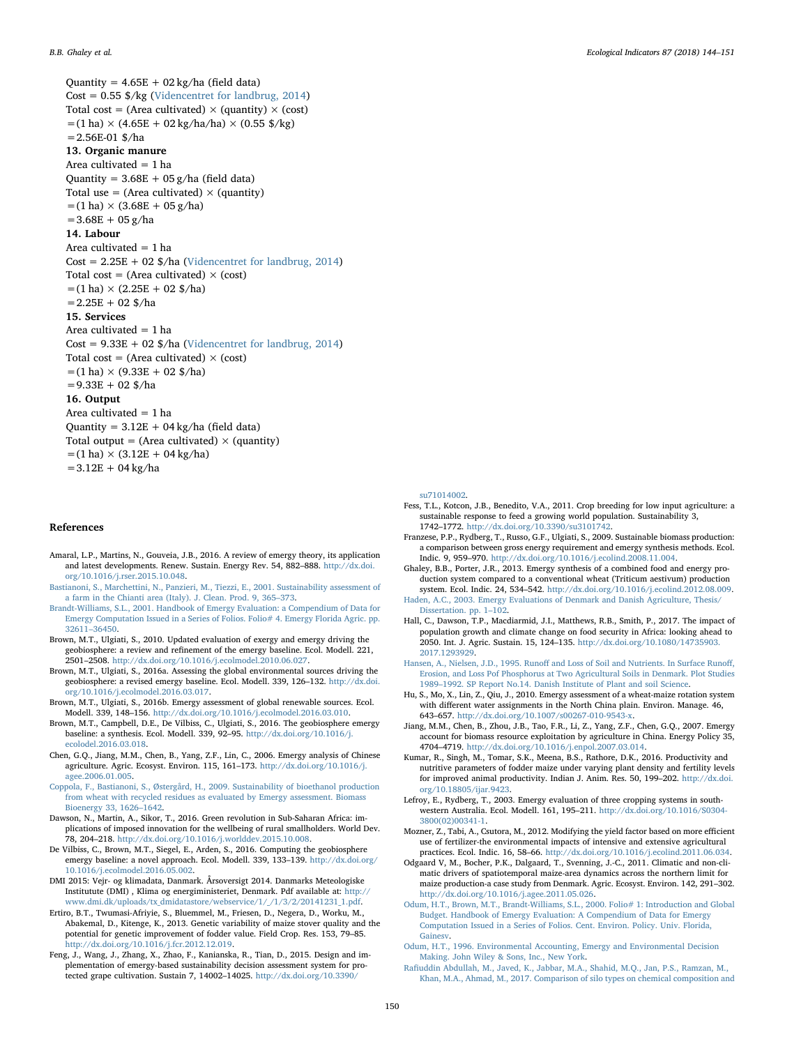Quantity = 4.65E + 02 kg/ha (field data)
Cost = 0.55 $/kg (Videncentret for landbrug, 2014)
Total cost = (Area cultivated) × (quantity) × (cost)
=(1 ha) × (4.65E + 02 kg/ha/ha) × (0.55 $/kg)
=2.56E-01 $/ha

**13. Organic manure**

Area cultivated = 1 ha
Quantity = 3.68E + 05 g/ha (field data)
Total use = (Area cultivated) × (quantity)
=(1 ha) × (3.68E + 05 g/ha)
=3.68E + 05 g/ha

**14. Labour**

Area cultivated = 1 ha
Cost = 2.25E + 02 $/ha (Videncentret for landbrug, 2014)
Total cost = (Area cultivated) × (cost)
=(1 ha) × (2.25E + 02 $/ha)
=2.25E + 02 $/ha

**15. Services**

Area cultivated = 1 ha
Cost = 9.33E + 02 $/ha (Videncentret for landbrug, 2014)
Total cost = (Area cultivated) × (cost)
=(1 ha) × (9.33E + 02 $/ha)
=9.33E + 02 $/ha

**16. Output**

Area cultivated = 1 ha
Quantity = 3.12E + 04 kg/ha (field data)
Total output = (Area cultivated) × (quantity)
=(1 ha) × (3.12E + 04 kg/ha)
=3.12E + 04 kg/ha

## References

Amaral, L.P., Martins, N., Gouveia, J.B., 2016. A review of emergy theory, its application and latest developments. Renew. Sustain. Energy Rev. 54, 882–888. http://dx.doi.org/10.1016/j.rser.2015.10.048.

Bastianoni, S., Marchettini, N., Panzieri, M., Tiezzi, E., 2001. Sustainability assessment of a farm in the Chianti area (Italy). J. Clean. Prod. 9, 365–373.

Brandt-Williams, S.L., 2001. Handbook of Emergy Evaluation: a Compendium of Data for Emergy Computation Issued in a Series of Folios. Folio# 4. Emergy Florida Agric. pp. 32611–36450.

Brown, M.T., Ulgiati, S., 2010. Updated evaluation of exergy and emergy driving the geobiosphere: a review and refinement of the emergy baseline. Ecol. Modell. 221, 2501–2508. http://dx.doi.org/10.1016/j.ecolmodel.2010.06.027.

Brown, M.T., Ulgiati, S., 2016a. Assessing the global environmental sources driving the geobiosphere: a revised emergy baseline. Ecol. Modell. 339, 126–132. http://dx.doi.org/10.1016/j.ecolmodel.2016.03.017.

Brown, M.T., Ulgiati, S., 2016b. Emergy assessment of global renewable sources. Ecol. Modell. 339, 148–156. http://dx.doi.org/10.1016/j.ecolmodel.2016.03.010.

Brown, M.T., Campbell, D.E., De Vilbiss, C., Ulgiati, S., 2016. The geobiosphere emergy baseline: a synthesis. Ecol. Modell. 339, 92–95. http://dx.doi.org/10.1016/j.ecolmodel.2016.03.018.

Chen, G.Q., Jiang, M.M., Chen, B., Yang, Z.F., Lin, C., 2006. Emergy analysis of Chinese agriculture. Agric. Ecosyst. Environ. 115, 161–173. http://dx.doi.org/10.1016/j.agee.2006.01.005.

Coppola, F., Bastianoni, S., Østergård, H., 2009. Sustainability of bioethanol production from wheat with recycled residues as evaluated by Emergy assessment. Biomass Bioenergy 33, 1626–1642.

Dawson, N., Martin, A., Sikor, T., 2016. Green revolution in Sub-Saharan Africa: implications of imposed innovation for the wellbeing of rural smallholders. World Dev. 78, 204–218. http://dx.doi.org/10.1016/j.worlddev.2015.10.008.

De Vilbiss, C., Brown, M.T., Siegel, E., Arden, S., 2016. Computing the geobiosphere emergy baseline: a novel approach. Ecol. Modell. 339, 133–139. http://dx.doi.org/10.1016/j.ecolmodel.2016.05.002.

DMI 2015: Vejr- og klimadata, Danmark. Årsoversigt 2014. Danmarks Meteologiske Institutte (DMI) , Klima og energiministeriet, Denmark. Pdf available at: http://www.dmi.dk/uploads/tx_dmidatastore/webservice/1/_/1/3/2/20141231_1.pdf.

Ertiro, B.T., Twumasi-Afriyie, S., Bluemmel, M., Friesen, D., Negera, D., Worku, M., Abakemal, D., Kitenge, K., 2013. Genetic variability of maize stover quality and the potential for genetic improvement of fodder value. Field Crop. Res. 153, 79–85. http://dx.doi.org/10.1016/j.fcr.2012.12.019.

Feng, J., Wang, J., Zhang, X., Zhao, F., Kanianska, R., Tian, D., 2015. Design and implementation of emergy-based sustainability decision assessment system for protected grape cultivation. Sustain 7, 14002–14025. http://dx.doi.org/10.3390/su71014002.

Fess, T.L., Kotcon, J.B., Benedito, V.A., 2011. Crop breeding for low input agriculture: a sustainable response to feed a growing world population. Sustainability 3, 1742–1772. http://dx.doi.org/10.3390/su3101742.

Franzese, P.P., Rydberg, T., Russo, G.F., Ulgiati, S., 2009. Sustainable biomass production: a comparison between gross energy requirement and emergy synthesis methods. Ecol. Indic. 9, 959–970. http://dx.doi.org/10.1016/j.ecolind.2008.11.004.

Ghaley, B.B., Porter, J.R., 2013. Emergy synthesis of a combined food and energy production system compared to a conventional wheat (Triticum aestivum) production system. Ecol. Indic. 24, 534–542. http://dx.doi.org/10.1016/j.ecolind.2012.08.009.

Haden, A.C., 2003. Emergy Evaluations of Denmark and Danish Agriculture, Thesis/Dissertation. pp. 1–102.

Hall, C., Dawson, T.P., Macdiarmid, J.I., Matthews, R.B., Smith, P., 2017. The impact of population growth and climate change on food security in Africa: looking ahead to 2050. Int. J. Agric. Sustain. 15, 124–135. http://dx.doi.org/10.1080/14735903.2017.1293929.

Hansen, A., Nielsen, J.D., 1995. Runoff and Loss of Soil and Nutrients. In Surface Runoff, Erosion, and Loss Pof Phosphorus at Two Agricultural Soils in Denmark. Plot Studies 1989–1992. SP Report No.14. Danish Institute of Plant and soil Science.

Hu, S., Mo, X., Lin, Z., Qiu, J., 2010. Emergy assessment of a wheat-maize rotation system with different water assignments in the North China plain. Environ. Manage. 46, 643–657. http://dx.doi.org/10.1007/s00267-010-9543-x.

Jiang, M.M., Chen, B., Zhou, J.B., Tao, F.R., Li, Z., Yang, Z.F., Chen, G.Q., 2007. Emergy account for biomass resource exploitation by agriculture in China. Energy Policy 35, 4704–4719. http://dx.doi.org/10.1016/j.enpol.2007.03.014.

Kumar, R., Singh, M., Tomar, S.K., Meena, B.S., Rathore, D.K., 2016. Productivity and nutritive parameters of fodder maize under varying plant density and fertility levels for improved animal productivity. Indian J. Anim. Res. 50, 199–202. http://dx.doi.org/10.18805/ijar.9423.

Lefroy, E., Rydberg, T., 2003. Emergy evaluation of three cropping systems in southwestern Australia. Ecol. Modell. 161, 195–211. http://dx.doi.org/10.1016/S0304-3800(02)00341-1.

Mozner, Z., Tabi, A., Csutora, M., 2012. Modifying the yield factor based on more efficient use of fertilizer-the environmental impacts of intensive and extensive agricultural practices. Ecol. Indic. 16, 58–66. http://dx.doi.org/10.1016/j.ecolind.2011.06.034.

Odgaard V, M., Bocher, P.K., Dalgaard, T., Svenning, J.-C., 2011. Climatic and non-climatic drivers of spatiotemporal maize-area dynamics across the northern limit for maize production-a case study from Denmark. Agric. Ecosyst. Environ. 142, 291–302. http://dx.doi.org/10.1016/j.agee.2011.05.026.

Odum, H.T., Brown, M.T., Brandt-Williams, S.L., 2000. Folio# 1: Introduction and Global Budget. Handbook of Emergy Evaluation: A Compendium of Data for Emergy Computation Issued in a Series of Folios. Cent. Environ. Policy. Univ. Florida, Gainesv.

Odum, H.T., 1996. Environmental Accounting, Emergy and Environmental Decision Making. John Wiley & Sons, Inc., New York.

Rafiuddin Abdullah, M., Javed, K., Jabbar, M.A., Shahid, M.Q., Jan, P.S., Ramzan, M., Khan, M.A., Ahmad, M., 2017. Comparison of silo types on chemical composition and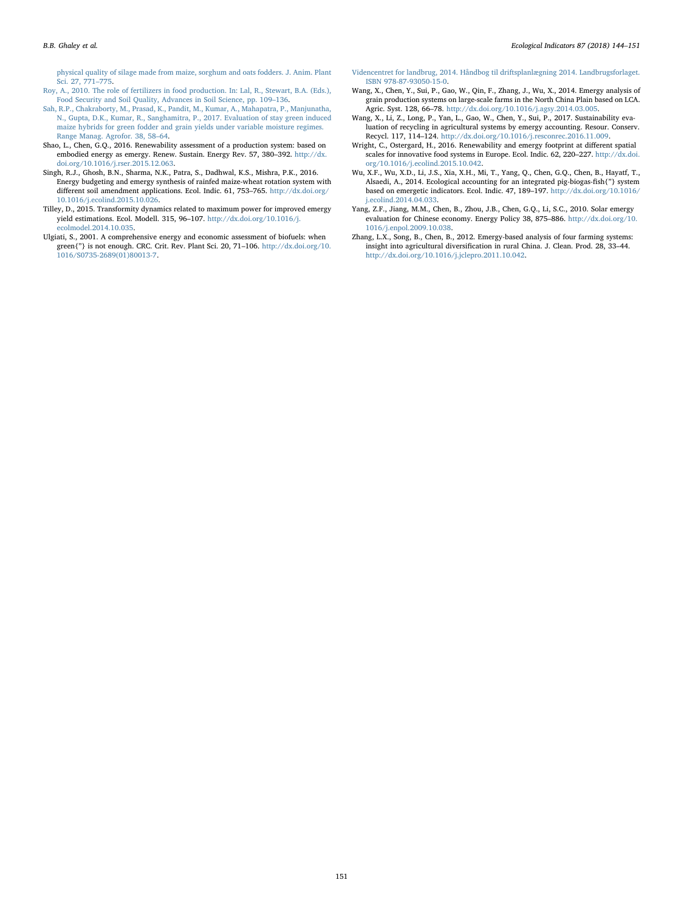physical quality of silage made from maize, sorghum and oats fodders. J. Anim. Plant Sci. 27, 771–775.

Roy, A., 2010. The role of fertilizers in food production. In: Lal, R., Stewart, B.A. (Eds.), Food Security and Soil Quality, Advances in Soil Science, pp. 109–136.

Sah, R.P., Chakraborty, M., Prasad, K., Pandit, M., Kumar, A., Mahapatra, P., Manjunatha, N., Gupta, D.K., Kumar, R., Sanghamitra, P., 2017. Evaluation of stay green induced maize hybrids for green fodder and grain yields under variable moisture regimes. Range Manag. Agrofor. 38, 58–64.

Shao, L., Chen, G.Q., 2016. Renewability assessment of a production system: based on embodied energy as emergy. Renew. Sustain. Energy Rev. 57, 380–392. http://dx.doi.org/10.1016/j.rser.2015.12.063.

Singh, R.J., Ghosh, B.N., Sharma, N.K., Patra, S., Dadhwal, K.S., Mishra, P.K., 2016. Energy budgeting and emergy synthesis of rainfed maize-wheat rotation system with different soil amendment applications. Ecol. Indic. 61, 753–765. http://dx.doi.org/10.1016/j.ecolind.2015.10.026.

Tilley, D., 2015. Transformity dynamics related to maximum power for improved emergy yield estimations. Ecol. Modell. 315, 96–107. http://dx.doi.org/10.1016/j.ecolmodel.2014.10.035.

Ulgiati, S., 2001. A comprehensive energy and economic assessment of biofuels: when green{"} is not enough. CRC. Crit. Rev. Plant Sci. 20, 71–106. http://dx.doi.org/10.1016/S0735-2689(01)80013-7.

Videncentret for landbrug, 2014. Håndbog til driftsplanlægning 2014. Landbrugsforlaget. ISBN 978-87-93050-15-0.

Wang, X., Chen, Y., Sui, P., Gao, W., Qin, F., Zhang, J., Wu, X., 2014. Emergy analysis of grain production systems on large-scale farms in the North China Plain based on LCA. Agric. Syst. 128, 66–78. http://dx.doi.org/10.1016/j.agsy.2014.03.005.

Wang, X., Li, Z., Long, P., Yan, L., Gao, W., Chen, Y., Sui, P., 2017. Sustainability evaluation of recycling in agricultural systems by emergy accounting. Resour. Conserv. Recycl. 117, 114–124. http://dx.doi.org/10.1016/j.resconrec.2016.11.009.

Wright, C., Ostergard, H., 2016. Renewability and emergy footprint at different spatial scales for innovative food systems in Europe. Ecol. Indic. 62, 220–227. http://dx.doi.org/10.1016/j.ecolind.2015.10.042.

Wu, X.F., Wu, X.D., Li, J.S., Xia, X.H., Mi, T., Yang, Q., Chen, G.Q., Chen, B., Hayatf, T., Alsaedi, A., 2014. Ecological accounting for an integrated pig-biogas-fish{"} system based on emergetic indicators. Ecol. Indic. 47, 189–197. http://dx.doi.org/10.1016/j.ecolind.2014.04.033.

Yang, Z.F., Jiang, M.M., Chen, B., Zhou, J.B., Chen, G.Q., Li, S.C., 2010. Solar emergy evaluation for Chinese economy. Energy Policy 38, 875–886. http://dx.doi.org/10.1016/j.enpol.2009.10.038.

Zhang, L.X., Song, B., Chen, B., 2012. Emergy-based analysis of four farming systems: insight into agricultural diversification in rural China. J. Clean. Prod. 28, 33–44. http://dx.doi.org/10.1016/j.jclepro.2011.10.042.